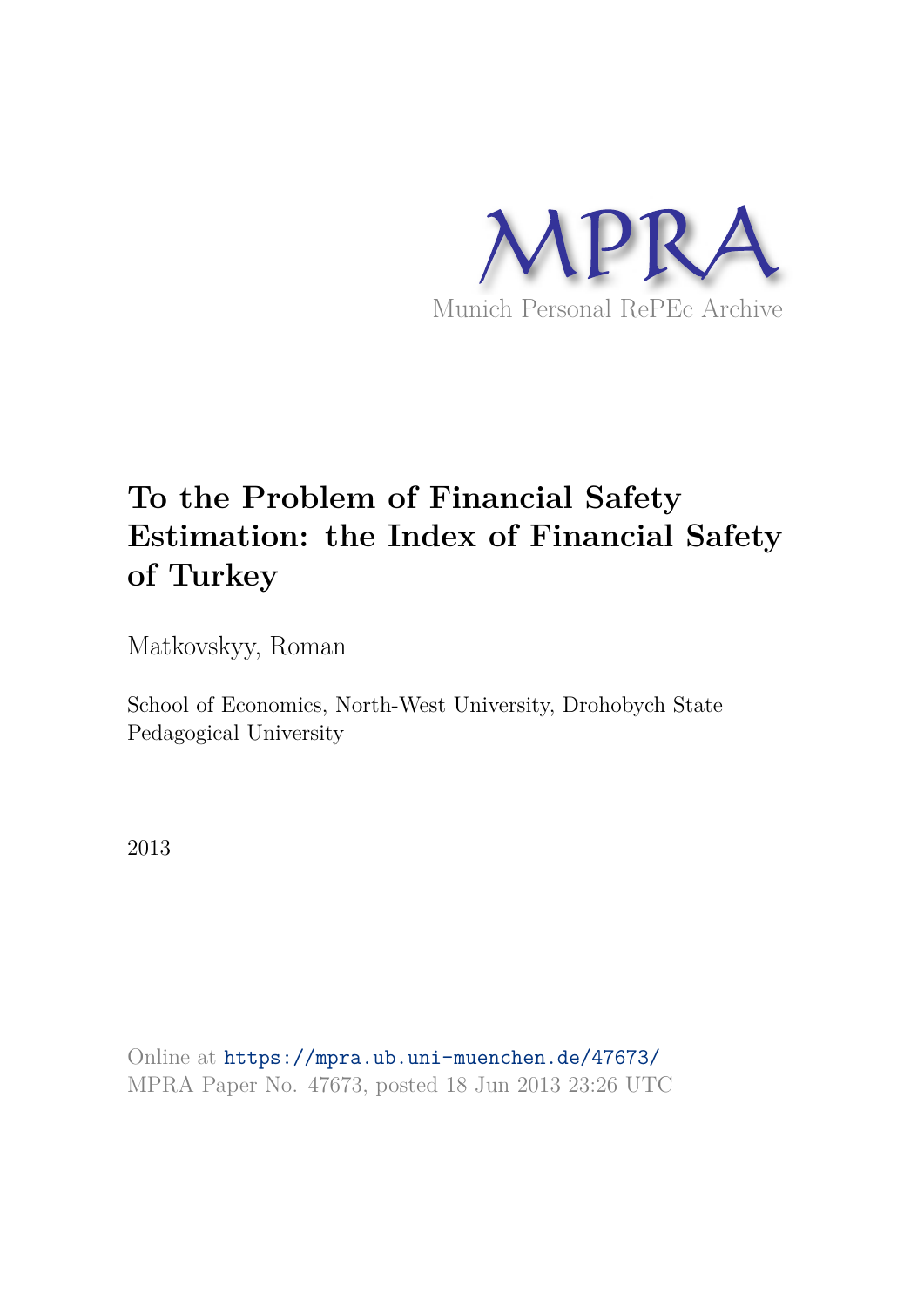MPRA

Munich Personal RePEc Archive

# To the Problem of Financial Safety Estimation: the Index of Financial Safety of Turkey

Matkovskyy, Roman

School of Economics, North-West University, Drohobych State Pedagogical University

2013

Online at https://mpra.ub.uni-muenchen.de/47673/
MPRA Paper No. 47673, posted 18 Jun 2013 23:26 UTC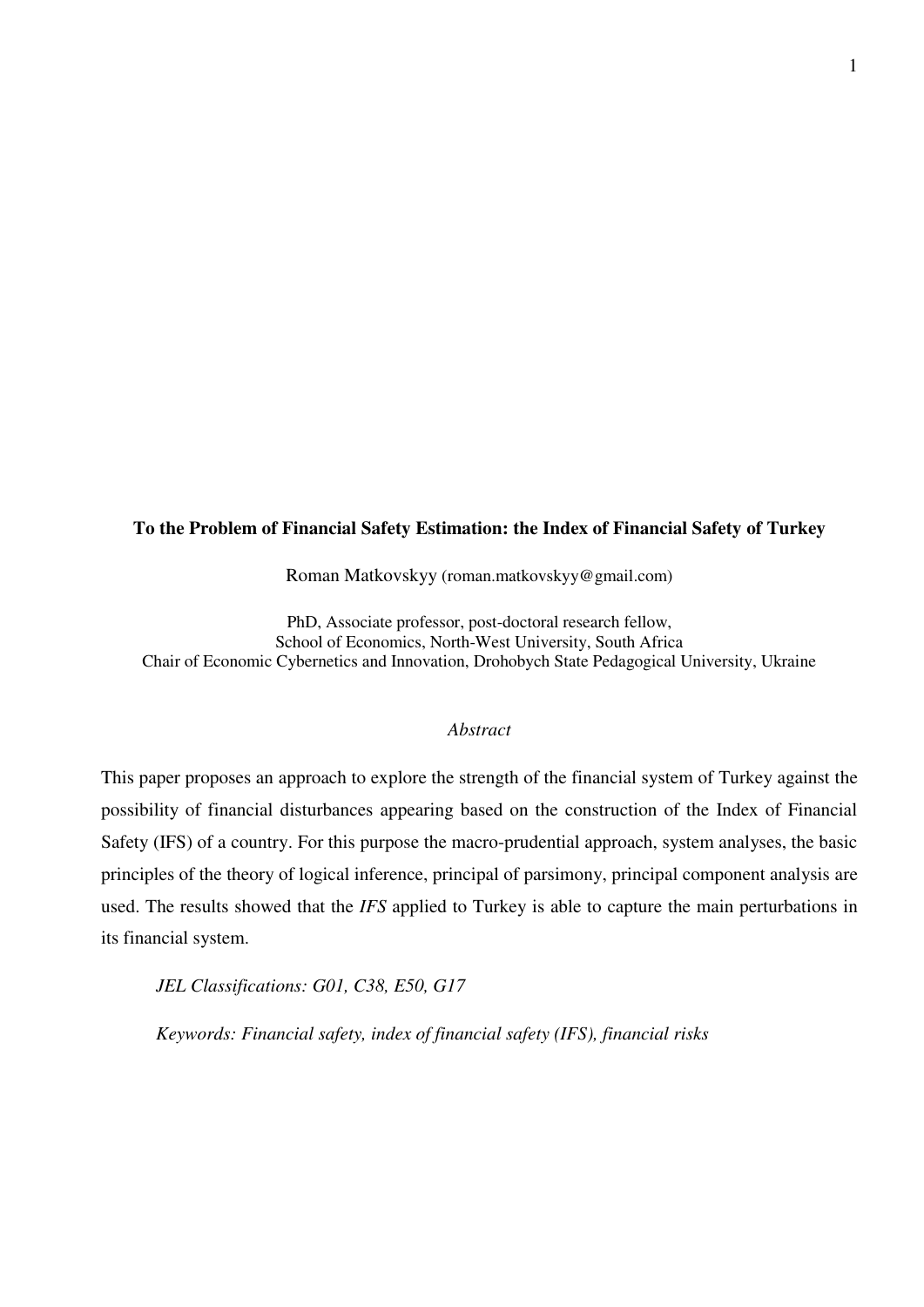**To the Problem of Financial Safety Estimation: the Index of Financial Safety of Turkey**

Roman Matkovskyy (roman.matkovskyy@gmail.com)

PhD, Associate professor, post-doctoral research fellow,
School of Economics, North-West University, South Africa
Chair of Economic Cybernetics and Innovation, Drohobych State Pedagogical University, Ukraine

*Abstract*

This paper proposes an approach to explore the strength of the financial system of Turkey against the possibility of financial disturbances appearing based on the construction of the Index of Financial Safety (IFS) of a country. For this purpose the macro-prudential approach, system analyses, the basic principles of the theory of logical inference, principal of parsimony, principal component analysis are used. The results showed that the *IFS* applied to Turkey is able to capture the main perturbations in its financial system.

*JEL Classifications: G01, C38, E50, G17*

*Keywords: Financial safety, index of financial safety (IFS), financial risks*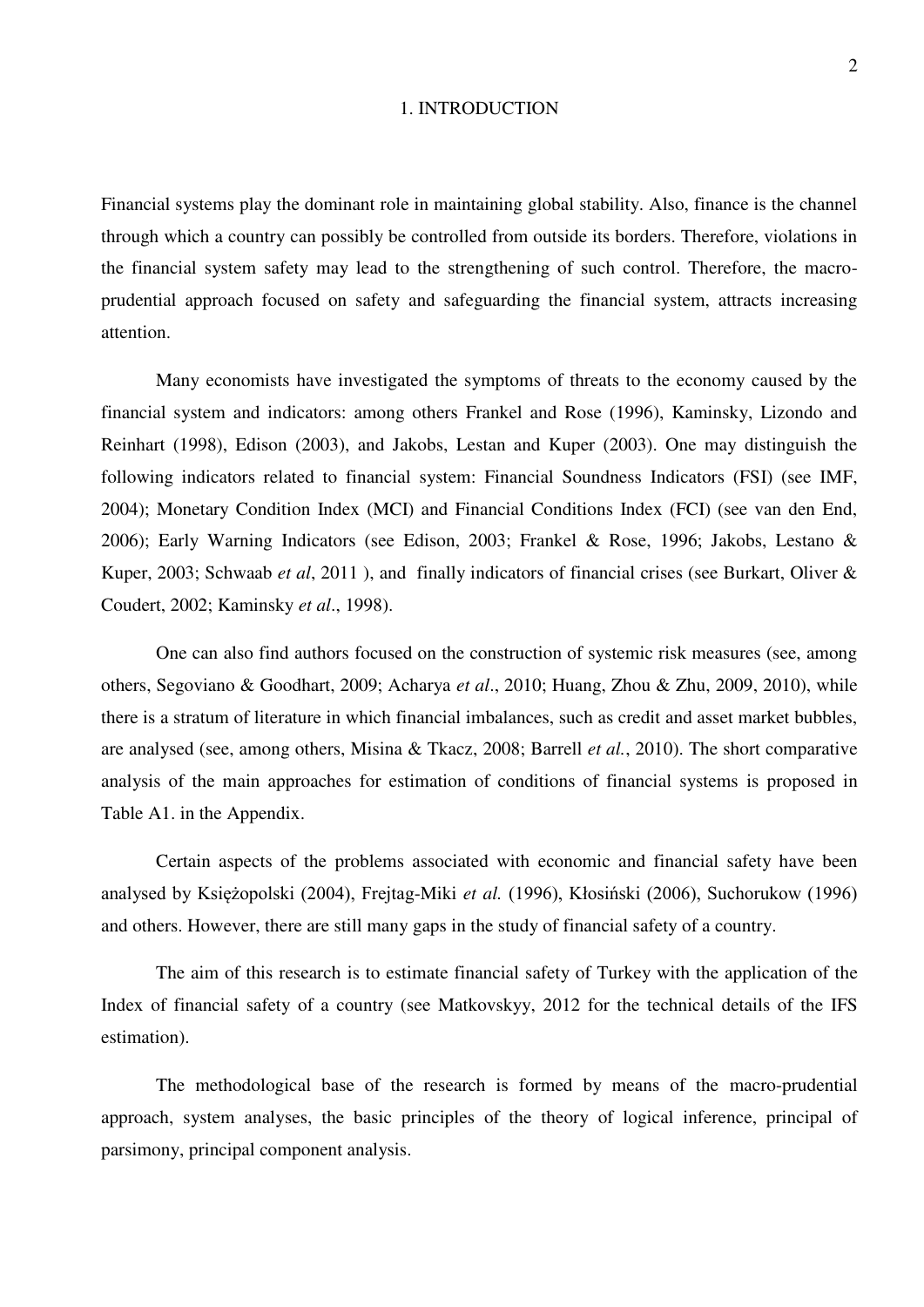# 1. INTRODUCTION

Financial systems play the dominant role in maintaining global stability. Also, finance is the channel through which a country can possibly be controlled from outside its borders. Therefore, violations in the financial system safety may lead to the strengthening of such control. Therefore, the macro-prudential approach focused on safety and safeguarding the financial system, attracts increasing attention.

Many economists have investigated the symptoms of threats to the economy caused by the financial system and indicators: among others Frankel and Rose (1996), Kaminsky, Lizondo and Reinhart (1998), Edison (2003), and Jakobs, Lestan and Kuper (2003). One may distinguish the following indicators related to financial system: Financial Soundness Indicators (FSI) (see IMF, 2004); Monetary Condition Index (MCI) and Financial Conditions Index (FCI) (see van den End, 2006); Early Warning Indicators (see Edison, 2003; Frankel & Rose, 1996; Jakobs, Lestano & Kuper, 2003; Schwaab *et al*, 2011 ), and finally indicators of financial crises (see Burkart, Oliver & Coudert, 2002; Kaminsky *et al*., 1998).

One can also find authors focused on the construction of systemic risk measures (see, among others, Segoviano & Goodhart, 2009; Acharya *et al*., 2010; Huang, Zhou & Zhu, 2009, 2010), while there is a stratum of literature in which financial imbalances, such as credit and asset market bubbles, are analysed (see, among others, Misina & Tkacz, 2008; Barrell *et al.*, 2010). The short comparative analysis of the main approaches for estimation of conditions of financial systems is proposed in Table A1. in the Appendix.

Certain aspects of the problems associated with economic and financial safety have been analysed by Księżopolski (2004), Frejtag-Miki *et al.* (1996), Kłosiński (2006), Suchorukow (1996) and others. However, there are still many gaps in the study of financial safety of a country.

The aim of this research is to estimate financial safety of Turkey with the application of the Index of financial safety of a country (see Matkovskyy, 2012 for the technical details of the IFS estimation).

The methodological base of the research is formed by means of the macro-prudential approach, system analyses, the basic principles of the theory of logical inference, principal of parsimony, principal component analysis.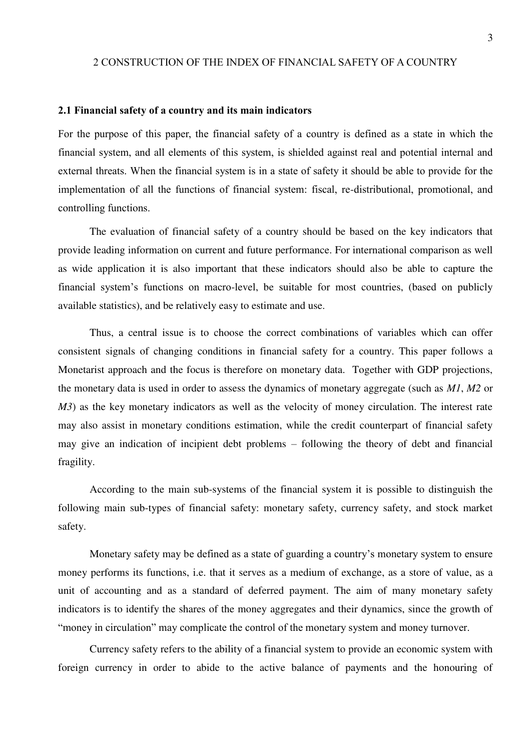## 2 CONSTRUCTION OF THE INDEX OF FINANCIAL SAFETY OF A COUNTRY

### 2.1 Financial safety of a country and its main indicators

For the purpose of this paper, the financial safety of a country is defined as a state in which the financial system, and all elements of this system, is shielded against real and potential internal and external threats. When the financial system is in a state of safety it should be able to provide for the implementation of all the functions of financial system: fiscal, re-distributional, promotional, and controlling functions.

The evaluation of financial safety of a country should be based on the key indicators that provide leading information on current and future performance. For international comparison as well as wide application it is also important that these indicators should also be able to capture the financial system's functions on macro-level, be suitable for most countries, (based on publicly available statistics), and be relatively easy to estimate and use.

Thus, a central issue is to choose the correct combinations of variables which can offer consistent signals of changing conditions in financial safety for a country. This paper follows a Monetarist approach and the focus is therefore on monetary data. Together with GDP projections, the monetary data is used in order to assess the dynamics of monetary aggregate (such as *M1*, *M2* or *M3*) as the key monetary indicators as well as the velocity of money circulation. The interest rate may also assist in monetary conditions estimation, while the credit counterpart of financial safety may give an indication of incipient debt problems – following the theory of debt and financial fragility.

According to the main sub-systems of the financial system it is possible to distinguish the following main sub-types of financial safety: monetary safety, currency safety, and stock market safety.

Monetary safety may be defined as a state of guarding a country's monetary system to ensure money performs its functions, i.e. that it serves as a medium of exchange, as a store of value, as a unit of accounting and as a standard of deferred payment. The aim of many monetary safety indicators is to identify the shares of the money aggregates and their dynamics, since the growth of "money in circulation" may complicate the control of the monetary system and money turnover.

Currency safety refers to the ability of a financial system to provide an economic system with foreign currency in order to abide to the active balance of payments and the honouring of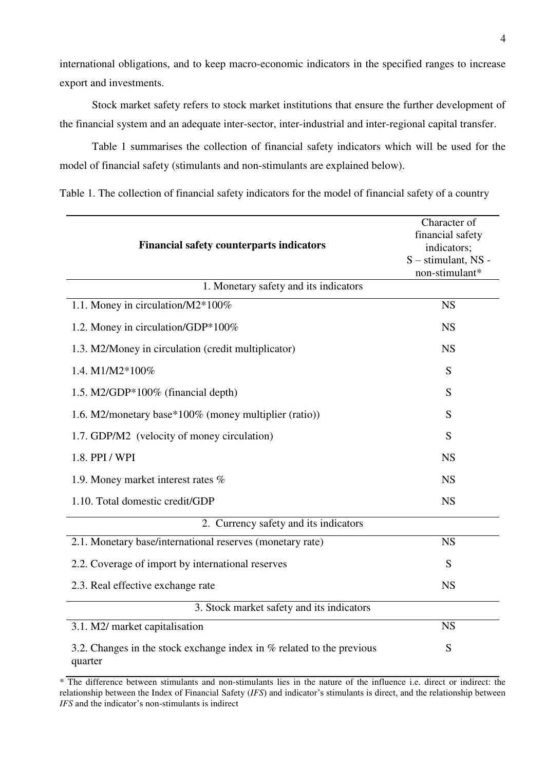international obligations, and to keep macro-economic indicators in the specified ranges to increase export and investments.

Stock market safety refers to stock market institutions that ensure the further development of the financial system and an adequate inter-sector, inter-industrial and inter-regional capital transfer.

Table 1 summarises the collection of financial safety indicators which will be used for the model of financial safety (stimulants and non-stimulants are explained below).

Table 1. The collection of financial safety indicators for the model of financial safety of a country

| **Financial safety counterparts indicators** | Character of financial safety indicators; S – stimulant, NS - non-stimulant* |
|---|---|
| 1. Monetary safety and its indicators | |
| 1.1. Money in circulation/M2*100% | NS |
| 1.2. Money in circulation/GDP*100% | NS |
| 1.3. M2/Money in circulation (credit multiplicator) | NS |
| 1.4. M1/M2*100% | S |
| 1.5. M2/GDP*100% (financial depth) | S |
| 1.6. M2/monetary base*100% (money multiplier (ratio)) | S |
| 1.7. GDP/M2 (velocity of money circulation) | S |
| 1.8. PPI / WPI | NS |
| 1.9. Money market interest rates % | NS |
| 1.10. Total domestic credit/GDP | NS |
| 2. Currency safety and its indicators | |
| 2.1. Monetary base/international reserves (monetary rate) | NS |
| 2.2. Coverage of import by international reserves | S |
| 2.3. Real effective exchange rate | NS |
| 3. Stock market safety and its indicators | |
| 3.1. M2/ market capitalisation | NS |
| 3.2. Changes in the stock exchange index in % related to the previous quarter | S |

* The difference between stimulants and non-stimulants lies in the nature of the influence i.e. direct or indirect: the relationship between the Index of Financial Safety (*IFS*) and indicator's stimulants is direct, and the relationship between *IFS* and the indicator's non-stimulants is indirect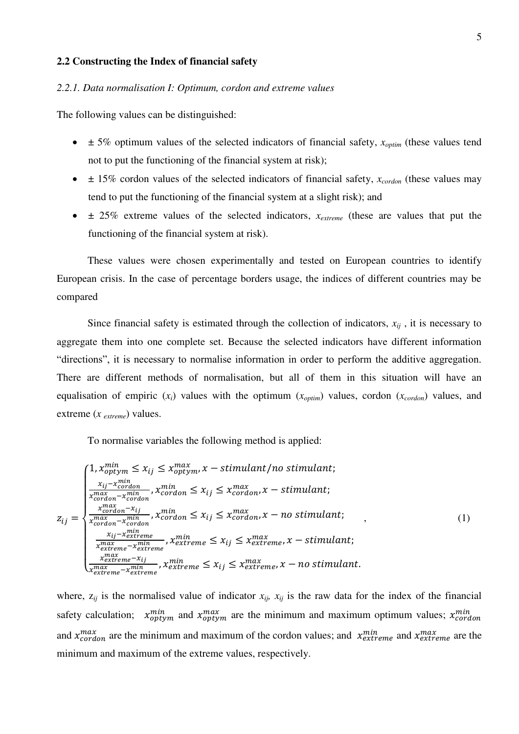## 2.2 Constructing the Index of financial safety

### *2.2.1. Data normalisation I: Optimum, cordon and extreme values*

The following values can be distinguished:

- ± 5% optimum values of the selected indicators of financial safety, $x_{optim}$ (these values tend not to put the functioning of the financial system at risk);
- ± 15% cordon values of the selected indicators of financial safety, $x_{cordon}$ (these values may tend to put the functioning of the financial system at a slight risk); and
- ± 25% extreme values of the selected indicators, $x_{extreme}$ (these are values that put the functioning of the financial system at risk).

These values were chosen experimentally and tested on European countries to identify European crisis. In the case of percentage borders usage, the indices of different countries may be compared

Since financial safety is estimated through the collection of indicators, $x_{ij}$ , it is necessary to aggregate them into one complete set. Because the selected indicators have different information "directions", it is necessary to normalise information in order to perform the additive aggregation. There are different methods of normalisation, but all of them in this situation will have an equalisation of empiric ($x_i$) values with the optimum ($x_{optim}$) values, cordon ($x_{cordon}$) values, and extreme ($x_{extreme}$) values.

To normalise variables the following method is applied:

$$z_{ij} = \begin{cases} 1, x_{optym}^{min} \leq x_{ij} \leq x_{optym}^{max}, x - stimulant/no\ stimulant; \\ \frac{x_{ij} - x_{cordon}^{min}}{x_{cordon}^{max} - x_{cordon}^{min}}, x_{cordon}^{min} \leq x_{ij} \leq x_{cordon}^{max}, x - stimulant; \\ \frac{x_{cordon}^{max} - x_{ij}}{x_{cordon}^{max} - x_{cordon}^{min}}, x_{cordon}^{min} \leq x_{ij} \leq x_{cordon}^{max}, x - no\ stimulant; \\ \frac{x_{ij} - x_{extreme}^{min}}{x_{extreme}^{max} - x_{extreme}^{min}}, x_{extreme}^{min} \leq x_{ij} \leq x_{extreme}^{max}, x - stimulant; \\ \frac{x_{extreme}^{max} - x_{ij}}{x_{extreme}^{max} - x_{extreme}^{min}}, x_{extreme}^{min} \leq x_{ij} \leq x_{extreme}^{max}, x - no\ stimulant. \end{cases}, \quad (1)$$

where, $z_{ij}$ is the normalised value of indicator $x_{ij}$, $x_{ij}$ is the raw data for the index of the financial safety calculation; $x_{optym}^{min}$ and $x_{optym}^{max}$ are the minimum and maximum optimum values; $x_{cordon}^{min}$ and $x_{cordon}^{max}$ are the minimum and maximum of the cordon values; and $x_{extreme}^{min}$ and $x_{extreme}^{max}$ are the minimum and maximum of the extreme values, respectively.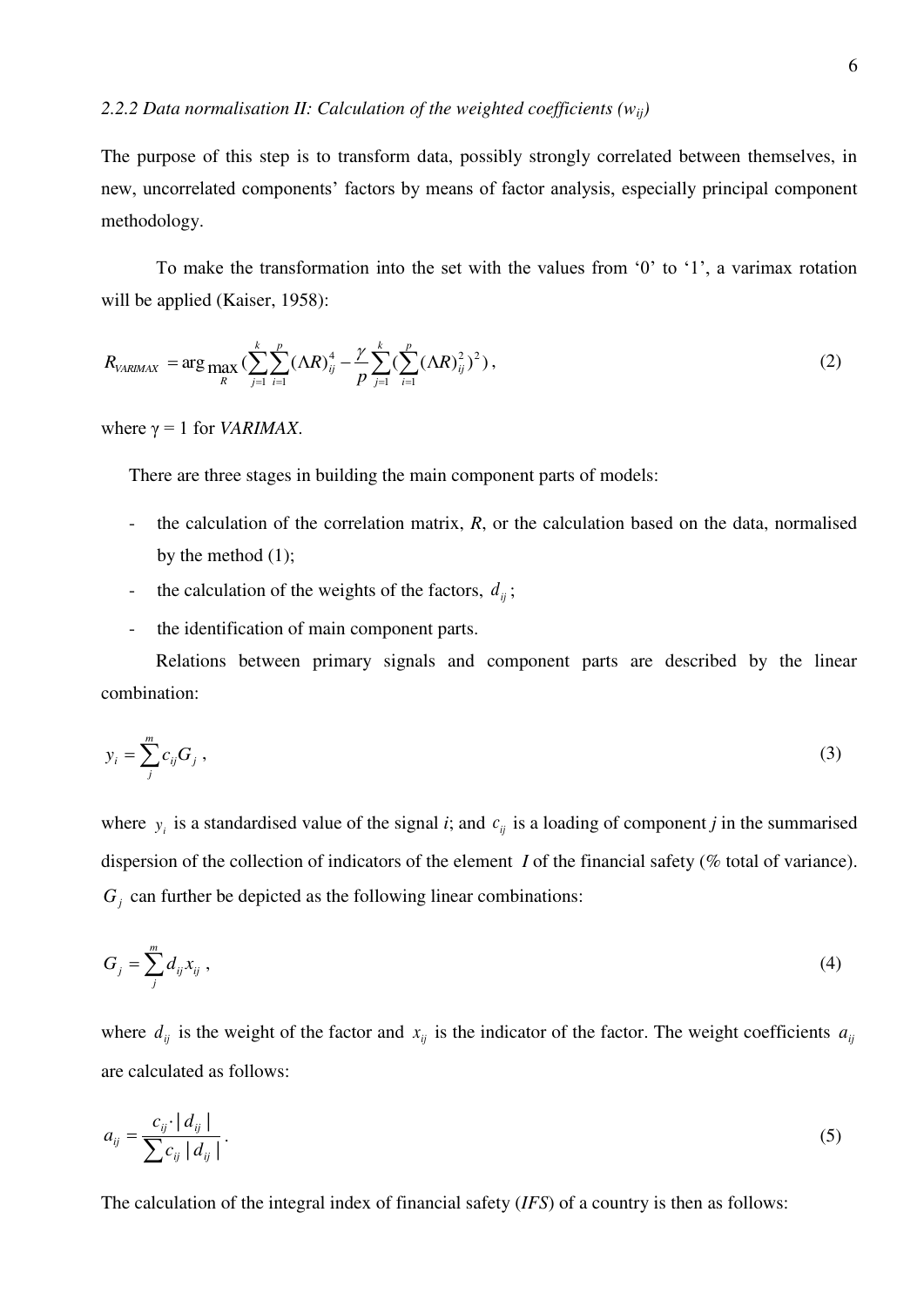### *2.2.2 Data normalisation II: Calculation of the weighted coefficients ($w_{ij}$)*

The purpose of this step is to transform data, possibly strongly correlated between themselves, in new, uncorrelated components' factors by means of factor analysis, especially principal component methodology.

To make the transformation into the set with the values from '0' to '1', a varimax rotation will be applied (Kaiser, 1958):

$$R_{VARIMAX} = \arg\max_{R} \left( \sum_{j=1}^{k} \sum_{i=1}^{p} (\Lambda R)_{ij}^{4} - \frac{\gamma}{p} \sum_{j=1}^{k} \left( \sum_{i=1}^{p} (\Lambda R)_{ij}^{2} \right)^{2} \right), \tag{2}$$

where γ = 1 for *VARIMAX*.

There are three stages in building the main component parts of models:

- the calculation of the correlation matrix, *R*, or the calculation based on the data, normalised by the method (1);
- the calculation of the weights of the factors, $d_{ij}$;
- the identification of main component parts.

Relations between primary signals and component parts are described by the linear combination:

$$y_i = \sum_{j}^{m} c_{ij} G_j \,, \tag{3}$$

where $y_i$ is a standardised value of the signal *i*; and $c_{ij}$ is a loading of component *j* in the summarised dispersion of the collection of indicators of the element *I* of the financial safety (% total of variance). $G_j$ can further be depicted as the following linear combinations:

$$G_j = \sum_{j}^{m} d_{ij} x_{ij} \,, \tag{4}$$

where $d_{ij}$ is the weight of the factor and $x_{ij}$ is the indicator of the factor. The weight coefficients $a_{ij}$ are calculated as follows:

$$a_{ij} = \frac{c_{ij} \cdot |\, d_{ij} \,|}{\sum c_{ij} \,|\, d_{ij} \,|} \,. \tag{5}$$

The calculation of the integral index of financial safety (*IFS*) of a country is then as follows: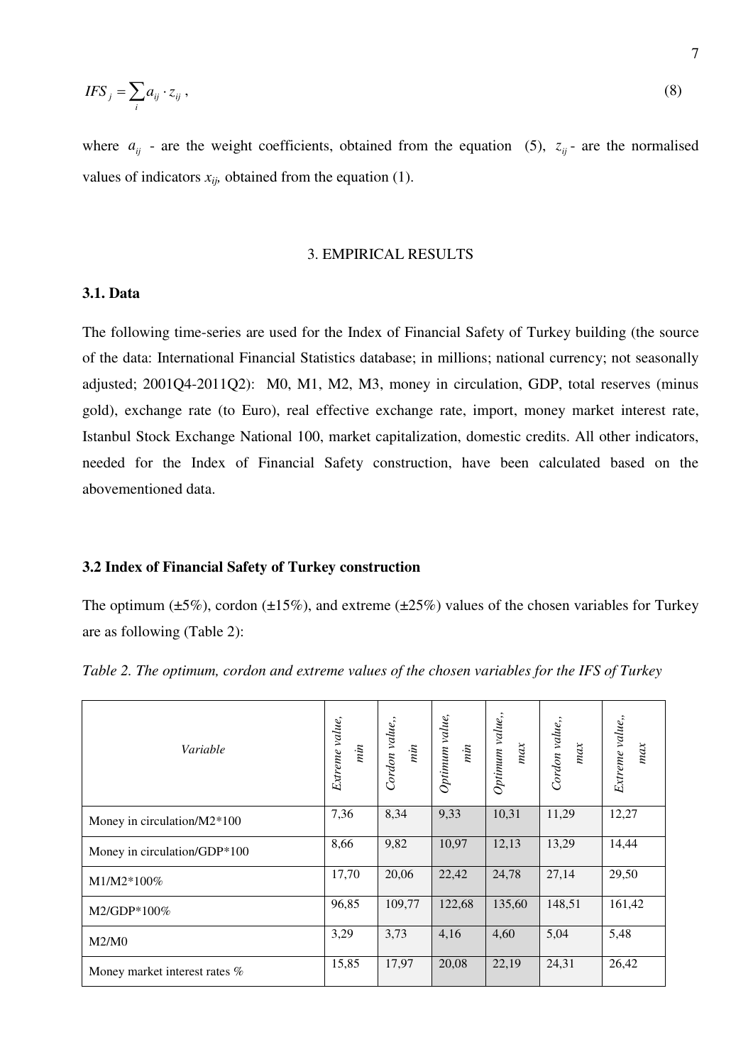$$IFS_j = \sum_i a_{ij} \cdot z_{ij}\,, \tag{8}$$

where $a_{ij}$ - are the weight coefficients, obtained from the equation (5), $z_{ij}$ - are the normalised values of indicators $x_{ij}$, obtained from the equation (1).

## 3. EMPIRICAL RESULTS

### 3.1. Data

The following time-series are used for the Index of Financial Safety of Turkey building (the source of the data: International Financial Statistics database; in millions; national currency; not seasonally adjusted; 2001Q4-2011Q2): M0, M1, M2, M3, money in circulation, GDP, total reserves (minus gold), exchange rate (to Euro), real effective exchange rate, import, money market interest rate, Istanbul Stock Exchange National 100, market capitalization, domestic credits. All other indicators, needed for the Index of Financial Safety construction, have been calculated based on the abovementioned data.

### 3.2 Index of Financial Safety of Turkey construction

The optimum (±5%), cordon (±15%), and extreme (±25%) values of the chosen variables for Turkey are as following (Table 2):

*Table 2. The optimum, cordon and extreme values of the chosen variables for the IFS of Turkey*

| *Variable* | *Extreme value, min* | *Cordon value,, min* | *Optimum value, min* | *Optimum value,, max* | *Cordon value,, max* | *Extreme value,, max* |
|---|---|---|---|---|---|---|
| Money in circulation/M2*100 | 7,36 | 8,34 | 9,33 | 10,31 | 11,29 | 12,27 |
| Money in circulation/GDP*100 | 8,66 | 9,82 | 10,97 | 12,13 | 13,29 | 14,44 |
| M1/M2*100% | 17,70 | 20,06 | 22,42 | 24,78 | 27,14 | 29,50 |
| M2/GDP*100% | 96,85 | 109,77 | 122,68 | 135,60 | 148,51 | 161,42 |
| M2/M0 | 3,29 | 3,73 | 4,16 | 4,60 | 5,04 | 5,48 |
| Money market interest rates % | 15,85 | 17,97 | 20,08 | 22,19 | 24,31 | 26,42 |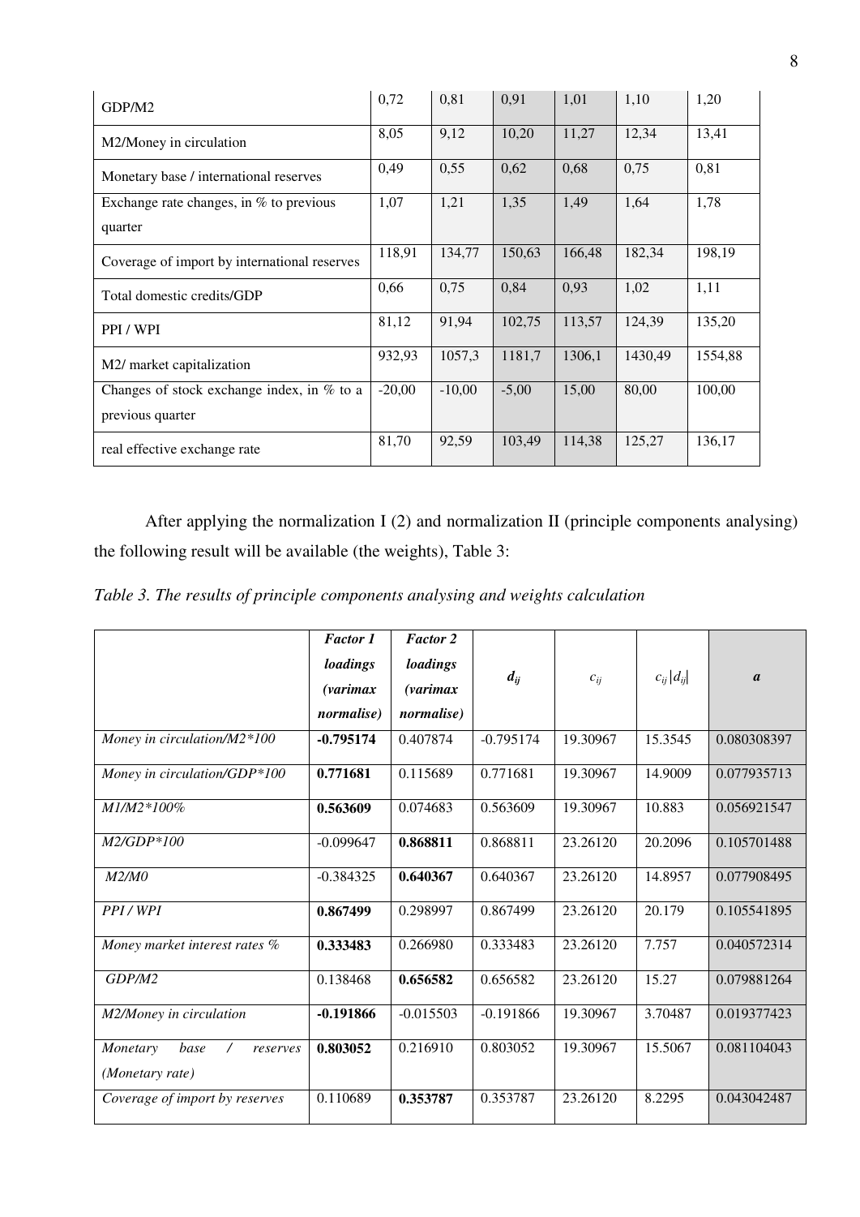| GDP/M2 | 0,72 | 0,81 | 0,91 | 1,01 | 1,10 | 1,20 |
|---|---|---|---|---|---|---|
| M2/Money in circulation | 8,05 | 9,12 | 10,20 | 11,27 | 12,34 | 13,41 |
| Monetary base / international reserves | 0,49 | 0,55 | 0,62 | 0,68 | 0,75 | 0,81 |
| Exchange rate changes, in % to previous quarter | 1,07 | 1,21 | 1,35 | 1,49 | 1,64 | 1,78 |
| Coverage of import by international reserves | 118,91 | 134,77 | 150,63 | 166,48 | 182,34 | 198,19 |
| Total domestic credits/GDP | 0,66 | 0,75 | 0,84 | 0,93 | 1,02 | 1,11 |
| PPI / WPI | 81,12 | 91,94 | 102,75 | 113,57 | 124,39 | 135,20 |
| M2/ market capitalization | 932,93 | 1057,3 | 1181,7 | 1306,1 | 1430,49 | 1554,88 |
| Changes of stock exchange index, in % to a previous quarter | -20,00 | -10,00 | -5,00 | 15,00 | 80,00 | 100,00 |
| real effective exchange rate | 81,70 | 92,59 | 103,49 | 114,38 | 125,27 | 136,17 |

After applying the normalization I (2) and normalization II (principle components analysing) the following result will be available (the weights), Table 3:

*Table 3. The results of principle components analysing and weights calculation*

| | ***Factor 1 loadings (varimax normalise)*** | ***Factor 2 loadings (varimax normalise)*** | $d_{ij}$ | $c_{ij}$ | $c_{ij}\lvert d_{ij}\rvert$ | $a$ |
|---|---|---|---|---|---|---|
| *Money in circulation/M2\*100* | **-0.795174** | 0.407874 | -0.795174 | 19.30967 | 15.3545 | 0.080308397 |
| *Money in circulation/GDP\*100* | **0.771681** | 0.115689 | 0.771681 | 19.30967 | 14.9009 | 0.077935713 |
| *M1/M2\*100%* | **0.563609** | 0.074683 | 0.563609 | 19.30967 | 10.883 | 0.056921547 |
| *M2/GDP\*100* | -0.099647 | **0.868811** | 0.868811 | 23.26120 | 20.2096 | 0.105701488 |
| *M2/M0* | -0.384325 | **0.640367** | 0.640367 | 23.26120 | 14.8957 | 0.077908495 |
| *PPI / WPI* | **0.867499** | 0.298997 | 0.867499 | 23.26120 | 20.179 | 0.105541895 |
| *Money market interest rates %* | **0.333483** | 0.266980 | 0.333483 | 23.26120 | 7.757 | 0.040572314 |
| *GDP/M2* | 0.138468 | **0.656582** | 0.656582 | 23.26120 | 15.27 | 0.079881264 |
| *M2/Money in circulation* | **-0.191866** | -0.015503 | -0.191866 | 19.30967 | 3.70487 | 0.019377423 |
| *Monetary base / reserves (Monetary rate)* | **0.803052** | 0.216910 | 0.803052 | 19.30967 | 15.5067 | 0.081104043 |
| *Coverage of import by reserves* | 0.110689 | **0.353787** | 0.353787 | 23.26120 | 8.2295 | 0.043042487 |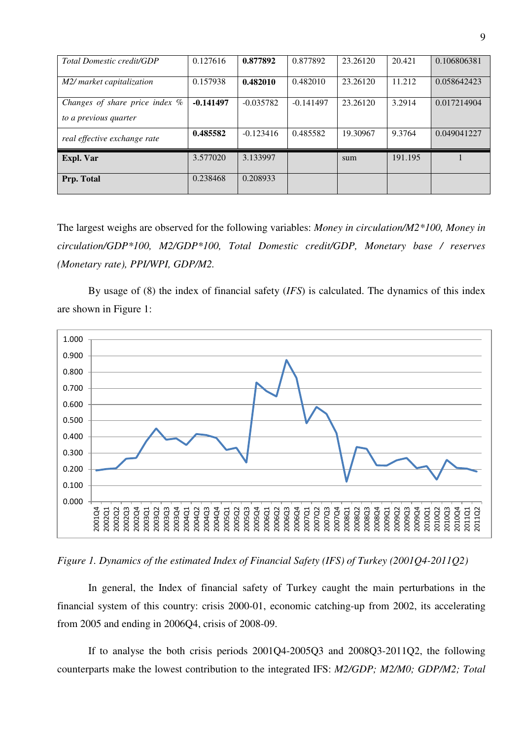| *Total Domestic credit/GDP* | 0.127616 | **0.877892** | 0.877892 | 23.26120 | 20.421 | 0.106806381 |
|---|---|---|---|---|---|---|
| *M2/ market capitalization* | 0.157938 | **0.482010** | 0.482010 | 23.26120 | 11.212 | 0.058642423 |
| *Changes of share price index % to a previous quarter* | **-0.141497** | -0.035782 | -0.141497 | 23.26120 | 3.2914 | 0.017214904 |
| *real effective exchange rate* | **0.485582** | -0.123416 | 0.485582 | 19.30967 | 9.3764 | 0.049041227 |
| **Expl. Var** | 3.577020 | 3.133997 | | sum | 191.195 | 1 |
| **Prp. Total** | 0.238468 | 0.208933 | | | | |

The largest weighs are observed for the following variables: *Money in circulation/M2\*100, Money in circulation/GDP\*100, M2/GDP\*100, Total Domestic credit/GDP, Monetary base / reserves (Monetary rate), PPI/WPI, GDP/M2.*

By usage of (8) the index of financial safety (*IFS*) is calculated. The dynamics of this index are shown in Figure 1:

*Figure 1. Dynamics of the estimated Index of Financial Safety (IFS) of Turkey (2001Q4-2011Q2)*

In general, the Index of financial safety of Turkey caught the main perturbations in the financial system of this country: crisis 2000-01, economic catching-up from 2002, its accelerating from 2005 and ending in 2006Q4, crisis of 2008-09.

If to analyse the both crisis periods 2001Q4-2005Q3 and 2008Q3-2011Q2, the following counterparts make the lowest contribution to the integrated IFS: *M2/GDP; M2/M0; GDP/M2; Total*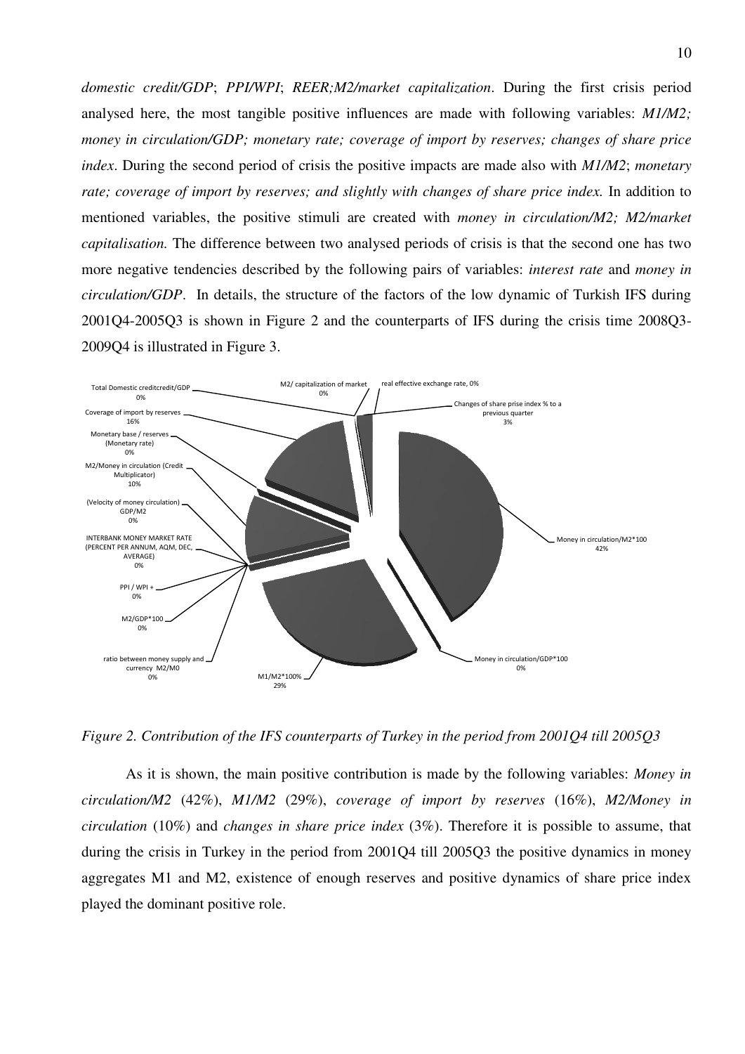*domestic credit/GDP*; *PPI/WPI*; *REER;M2/market capitalization*. During the first crisis period analysed here, the most tangible positive influences are made with following variables: *M1/M2; money in circulation/GDP; monetary rate; coverage of import by reserves; changes of share price index*. During the second period of crisis the positive impacts are made also with *M1/M2*; *monetary rate; coverage of import by reserves; and slightly with changes of share price index.* In addition to mentioned variables, the positive stimuli are created with *money in circulation/M2; M2/market capitalisation.* The difference between two analysed periods of crisis is that the second one has two more negative tendencies described by the following pairs of variables: *interest rate* and *money in circulation/GDP*. In details, the structure of the factors of the low dynamic of Turkish IFS during 2001Q4-2005Q3 is shown in Figure 2 and the counterparts of IFS during the crisis time 2008Q3-2009Q4 is illustrated in Figure 3.

Total Domestic creditcredit/GDP 0%; M2/ capitalization of market 0%; real effective exchange rate, 0%; Changes of share prise index % to a previous quarter 3%; Coverage of import by reserves 16%; Monetary base / reserves (Monetary rate) 0%; M2/Money in circulation (Credit Multiplicator) 10%; (Velocity of money circulation) GDP/M2 0%; INTERBANK MONEY MARKET RATE (PERCENT PER ANNUM, AQM, DEC, AVERAGE) 0%; PPI / WPI + 0%; M2/GDP*100 0%; ratio between money supply and currency M2/M0 0%; M1/M2*100% 29%; Money in circulation/GDP*100 0%; Money in circulation/M2*100 42%

*Figure 2. Contribution of the IFS counterparts of Turkey in the period from 2001Q4 till 2005Q3*

As it is shown, the main positive contribution is made by the following variables: *Money in circulation/M2* (42%), *M1/M2* (29%), *coverage of import by reserves* (16%), *M2/Money in circulation* (10%) and *changes in share price index* (3%). Therefore it is possible to assume, that during the crisis in Turkey in the period from 2001Q4 till 2005Q3 the positive dynamics in money aggregates M1 and M2, existence of enough reserves and positive dynamics of share price index played the dominant positive role.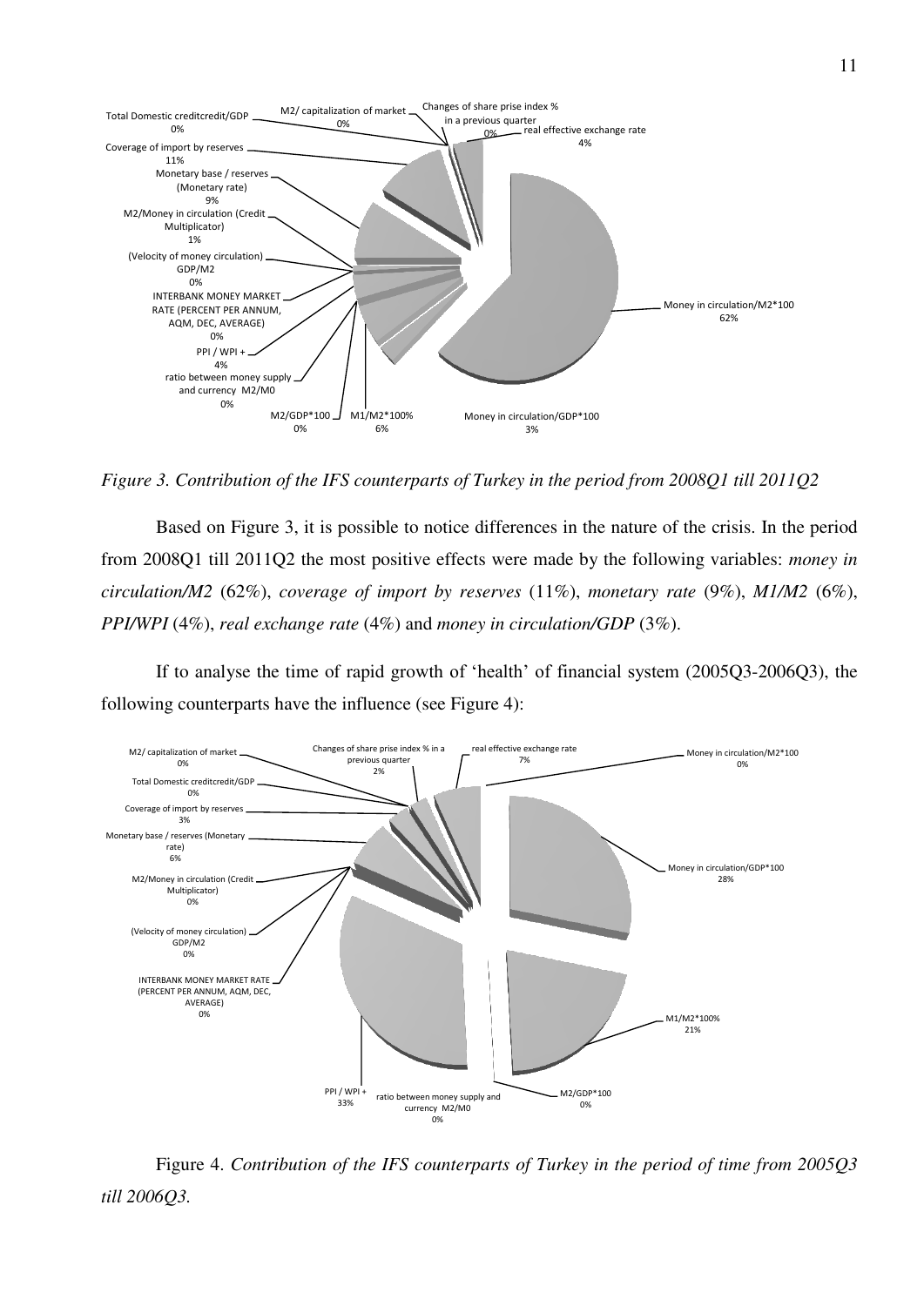*Figure 3. Contribution of the IFS counterparts of Turkey in the period from 2008Q1 till 2011Q2*

Based on Figure 3, it is possible to notice differences in the nature of the crisis. In the period from 2008Q1 till 2011Q2 the most positive effects were made by the following variables: *money in circulation/M2* (62%), *coverage of import by reserves* (11%), *monetary rate* (9%), *M1/M2* (6%), *PPI/WPI* (4%), *real exchange rate* (4%) and *money in circulation/GDP* (3%).

If to analyse the time of rapid growth of 'health' of financial system (2005Q3-2006Q3), the following counterparts have the influence (see Figure 4):

Figure 4. *Contribution of the IFS counterparts of Turkey in the period of time from 2005Q3 till 2006Q3.*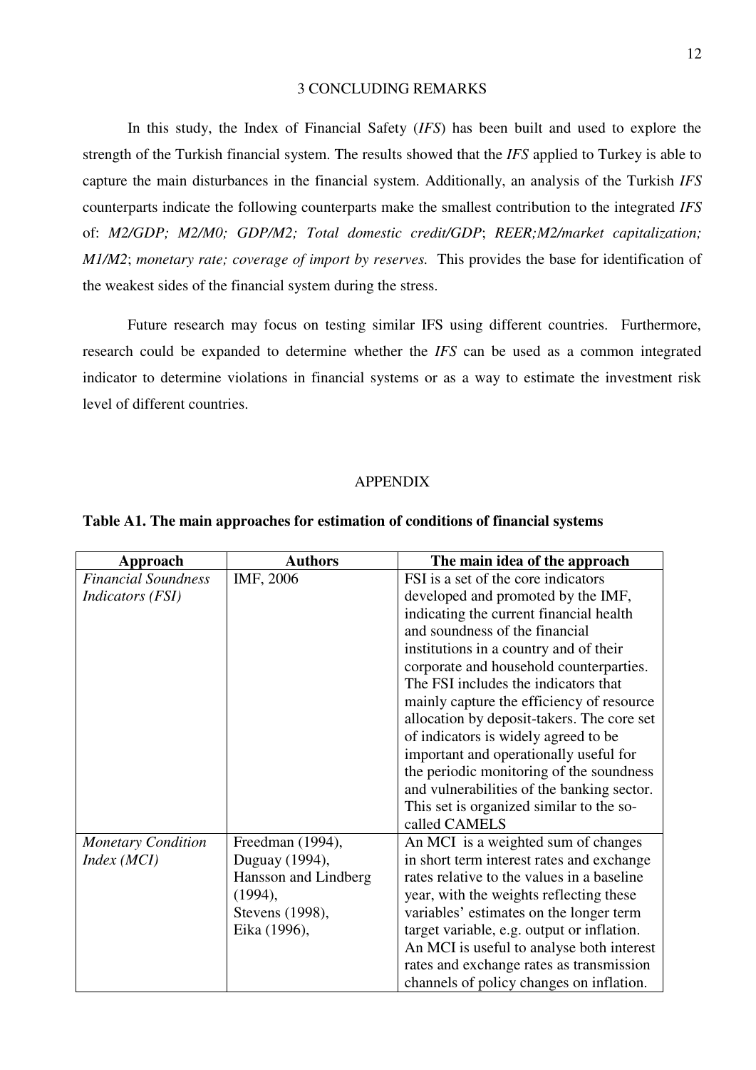## 3 CONCLUDING REMARKS

In this study, the Index of Financial Safety (*IFS*) has been built and used to explore the strength of the Turkish financial system. The results showed that the *IFS* applied to Turkey is able to capture the main disturbances in the financial system. Additionally, an analysis of the Turkish *IFS* counterparts indicate the following counterparts make the smallest contribution to the integrated *IFS* of: *M2/GDP; M2/M0; GDP/M2; Total domestic credit/GDP*; *REER;M2/market capitalization; M1/M2*; *monetary rate; coverage of import by reserves.* This provides the base for identification of the weakest sides of the financial system during the stress.

Future research may focus on testing similar IFS using different countries. Furthermore, research could be expanded to determine whether the *IFS* can be used as a common integrated indicator to determine violations in financial systems or as a way to estimate the investment risk level of different countries.

## APPENDIX

**Table A1. The main approaches for estimation of conditions of financial systems**

| Approach | Authors | The main idea of the approach |
|---|---|---|
| *Financial Soundness Indicators (FSI)* | IMF, 2006 | FSI is a set of the core indicators developed and promoted by the IMF, indicating the current financial health and soundness of the financial institutions in a country and of their corporate and household counterparties. The FSI includes the indicators that mainly capture the efficiency of resource allocation by deposit-takers. The core set of indicators is widely agreed to be important and operationally useful for the periodic monitoring of the soundness and vulnerabilities of the banking sector. This set is organized similar to the so-called CAMELS |
| *Monetary Condition Index (MCI)* | Freedman (1994), Duguay (1994), Hansson and Lindberg (1994), Stevens (1998), Eika (1996), | An MCI is a weighted sum of changes in short term interest rates and exchange rates relative to the values in a baseline year, with the weights reflecting these variables' estimates on the longer term target variable, e.g. output or inflation. An MCI is useful to analyse both interest rates and exchange rates as transmission channels of policy changes on inflation. |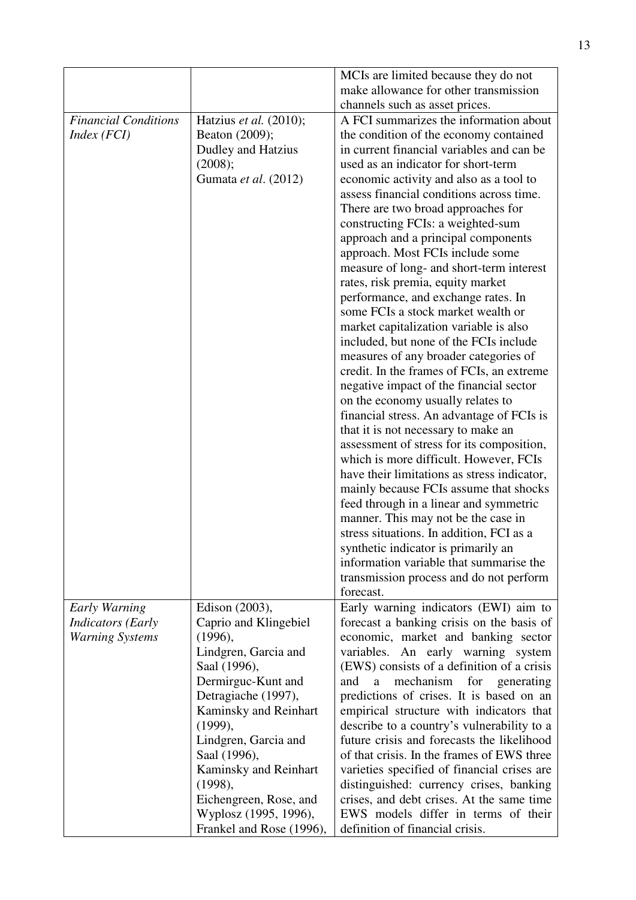| | | |
|---|---|---|
| | | MCIs are limited because they do not make allowance for other transmission channels such as asset prices. |
| *Financial Conditions Index (FCI)* | Hatzius *et al.* (2010); Beaton (2009); Dudley and Hatzius (2008); Gumata *et al*. (2012) | A FCI summarizes the information about the condition of the economy contained in current financial variables and can be used as an indicator for short-term economic activity and also as a tool to assess financial conditions across time. There are two broad approaches for constructing FCIs: a weighted-sum approach and a principal components approach. Most FCIs include some measure of long- and short-term interest rates, risk premia, equity market performance, and exchange rates. In some FCIs a stock market wealth or market capitalization variable is also included, but none of the FCIs include measures of any broader categories of credit. In the frames of FCIs, an extreme negative impact of the financial sector on the economy usually relates to financial stress. An advantage of FCIs is that it is not necessary to make an assessment of stress for its composition, which is more difficult. However, FCIs have their limitations as stress indicator, mainly because FCIs assume that shocks feed through in a linear and symmetric manner. This may not be the case in stress situations. In addition, FCI as a synthetic indicator is primarily an information variable that summarise the transmission process and do not perform forecast. |
| *Early Warning Indicators (Early Warning Systems* | Edison (2003), Caprio and Klingebiel (1996), Lindgren, Garcia and Saal (1996), Dermirguc-Kunt and Detragiache (1997), Kaminsky and Reinhart (1999), Lindgren, Garcia and Saal (1996), Kaminsky and Reinhart (1998), Eichengreen, Rose, and Wyplosz (1995, 1996), Frankel and Rose (1996), | Early warning indicators (EWI) aim to forecast a banking crisis on the basis of economic, market and banking sector variables. An early warning system (EWS) consists of a definition of a crisis and a mechanism for generating predictions of crises. It is based on an empirical structure with indicators that describe to a country's vulnerability to a future crisis and forecasts the likelihood of that crisis. In the frames of EWS three varieties specified of financial crises are distinguished: currency crises, banking crises, and debt crises. At the same time EWS models differ in terms of their definition of financial crisis. |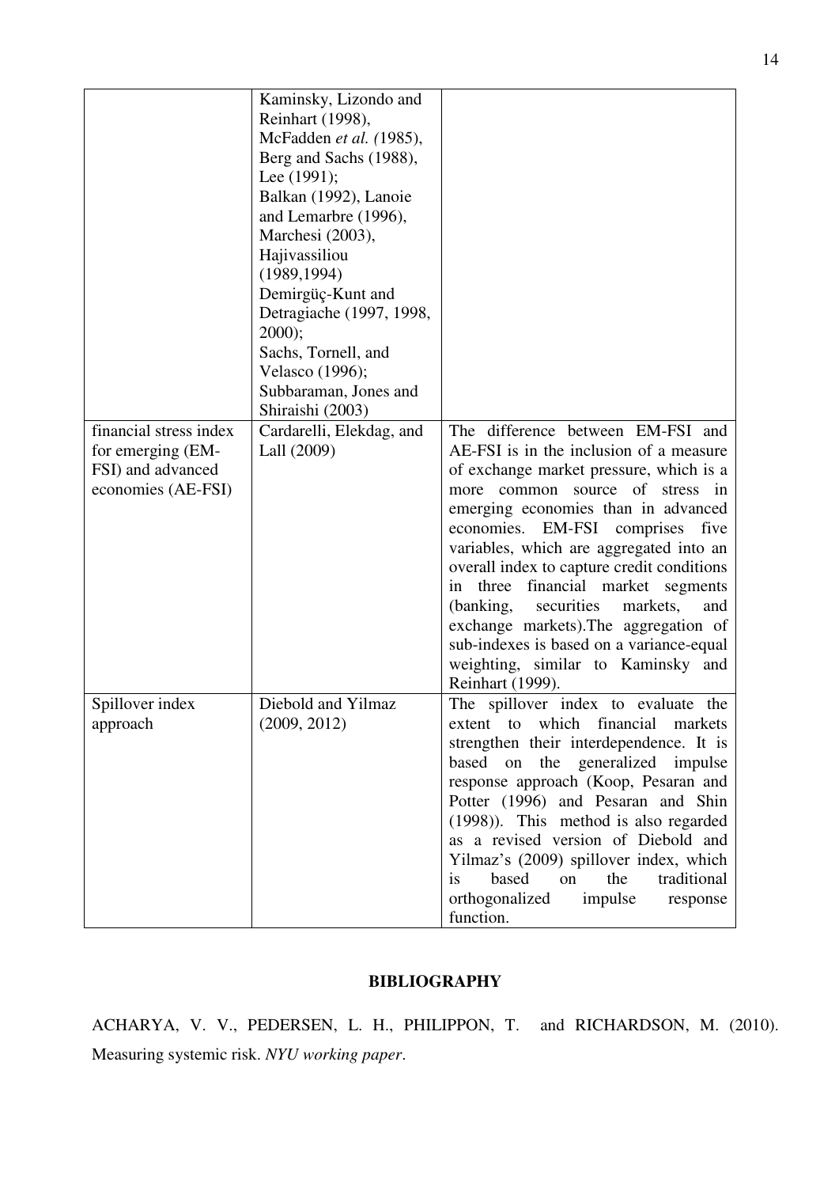| | | |
|---|---|---|
| | Kaminsky, Lizondo and Reinhart (1998), McFadden *et al. (*1985), Berg and Sachs (1988), Lee (1991); Balkan (1992), Lanoie and Lemarbre (1996), Marchesi (2003), Hajivassiliou (1989,1994) Demirgüç-Kunt and Detragiache (1997, 1998, 2000); Sachs, Tornell, and Velasco (1996); Subbaraman, Jones and Shiraishi (2003) | |
| financial stress index for emerging (EM-FSI) and advanced economies (AE-FSI) | Cardarelli, Elekdag, and Lall (2009) | The difference between EM-FSI and AE-FSI is in the inclusion of a measure of exchange market pressure, which is a more common source of stress in emerging economies than in advanced economies. EM-FSI comprises five variables, which are aggregated into an overall index to capture credit conditions in three financial market segments (banking, securities markets, and exchange markets).The aggregation of sub-indexes is based on a variance-equal weighting, similar to Kaminsky and Reinhart (1999). |
| Spillover index approach | Diebold and Yilmaz (2009, 2012) | The spillover index to evaluate the extent to which financial markets strengthen their interdependence. It is based on the generalized impulse response approach (Koop, Pesaran and Potter (1996) and Pesaran and Shin (1998)). This method is also regarded as a revised version of Diebold and Yilmaz's (2009) spillover index, which is based on the traditional orthogonalized impulse response function. |

## BIBLIOGRAPHY

ACHARYA, V. V., PEDERSEN, L. H., PHILIPPON, T. and RICHARDSON, M. (2010). Measuring systemic risk. *NYU working paper*.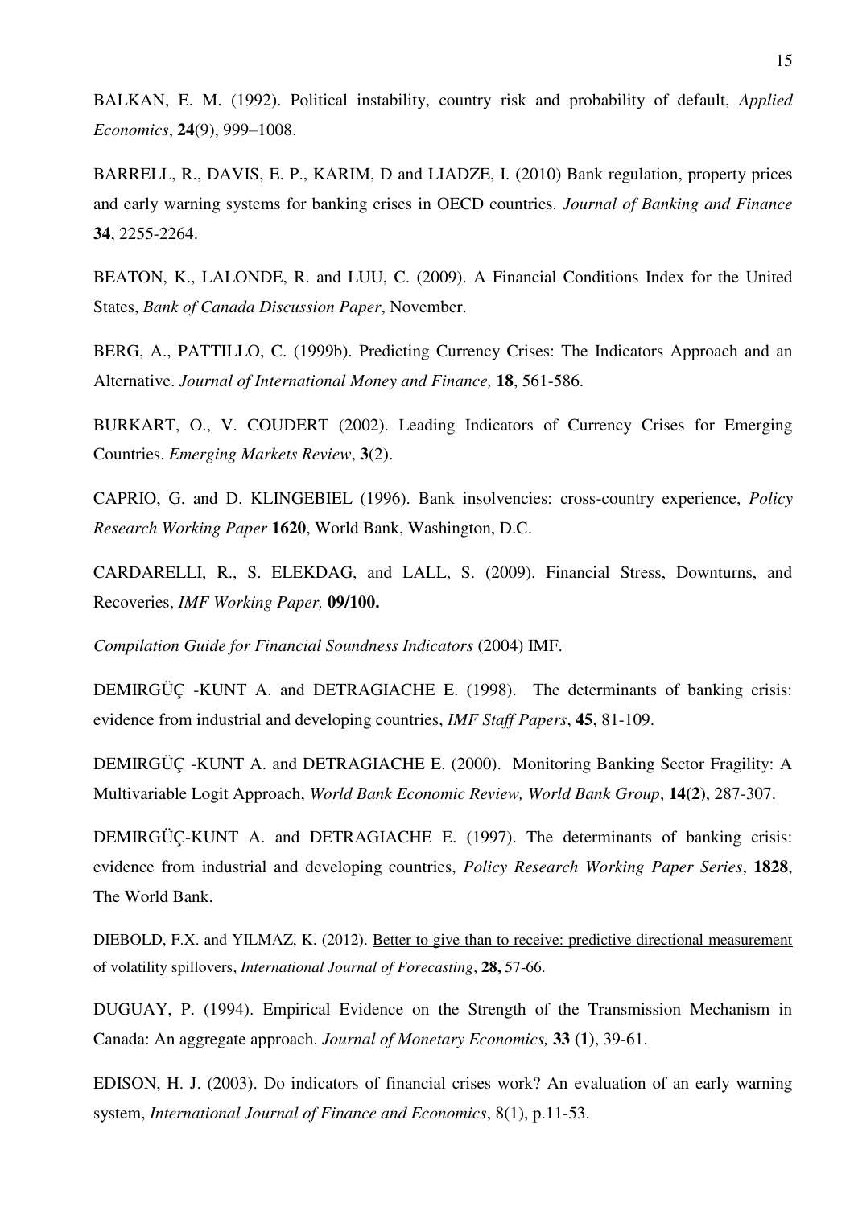BALKAN, E. M. (1992). Political instability, country risk and probability of default, *Applied Economics*, **24**(9), 999–1008.

BARRELL, R., DAVIS, E. P., KARIM, D and LIADZE, I. (2010) Bank regulation, property prices and early warning systems for banking crises in OECD countries. *Journal of Banking and Finance* **34**, 2255-2264.

BEATON, K., LALONDE, R. and LUU, C. (2009). A Financial Conditions Index for the United States, *Bank of Canada Discussion Paper*, November.

BERG, A., PATTILLO, C. (1999b). Predicting Currency Crises: The Indicators Approach and an Alternative. *Journal of International Money and Finance,* **18**, 561-586.

BURKART, O., V. COUDERT (2002). Leading Indicators of Currency Crises for Emerging Countries. *Emerging Markets Review*, **3**(2).

CAPRIO, G. and D. KLINGEBIEL (1996). Bank insolvencies: cross-country experience, *Policy Research Working Paper* **1620**, World Bank, Washington, D.C.

CARDARELLI, R., S. ELEKDAG, and LALL, S. (2009). Financial Stress, Downturns, and Recoveries, *IMF Working Paper,* **09/100.**

*Compilation Guide for Financial Soundness Indicators* (2004) IMF.

DEMIRGÜÇ -KUNT A. and DETRAGIACHE E. (1998). The determinants of banking crisis: evidence from industrial and developing countries, *IMF Staff Papers*, **45**, 81-109.

DEMIRGÜÇ -KUNT A. and DETRAGIACHE E. (2000). Monitoring Banking Sector Fragility: A Multivariable Logit Approach, *World Bank Economic Review, World Bank Group*, **14(2)**, 287-307.

DEMIRGÜÇ-KUNT A. and DETRAGIACHE E. (1997). The determinants of banking crisis: evidence from industrial and developing countries, *Policy Research Working Paper Series*, **1828**, The World Bank.

DIEBOLD, F.X. and YILMAZ, K. (2012). Better to give than to receive: predictive directional measurement of volatility spillovers, *International Journal of Forecasting*, **28,** 57-66.

DUGUAY, P. (1994). Empirical Evidence on the Strength of the Transmission Mechanism in Canada: An aggregate approach. *Journal of Monetary Economics,* **33 (1)**, 39-61.

EDISON, H. J. (2003). Do indicators of financial crises work? An evaluation of an early warning system, *International Journal of Finance and Economics*, 8(1), p.11-53.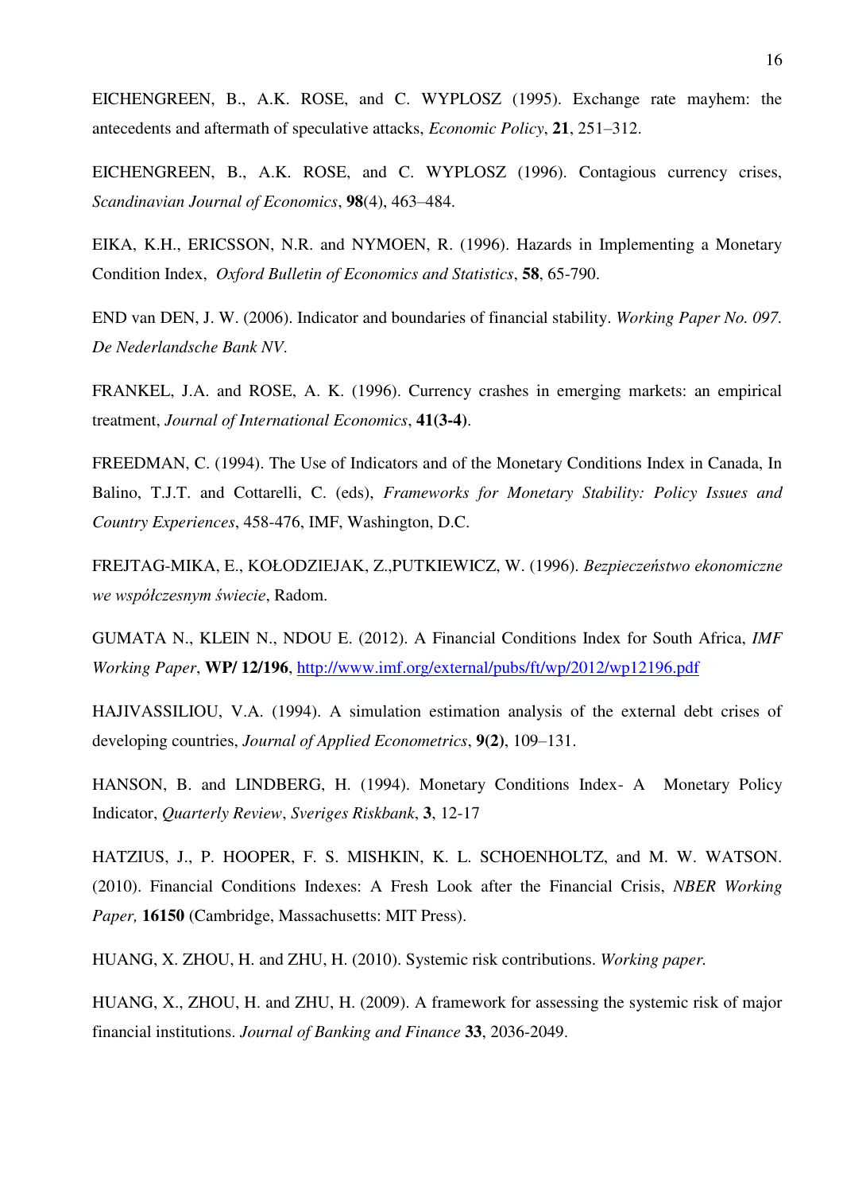EICHENGREEN, B., A.K. ROSE, and C. WYPLOSZ (1995). Exchange rate mayhem: the antecedents and aftermath of speculative attacks, *Economic Policy*, **21**, 251–312.

EICHENGREEN, B., A.K. ROSE, and C. WYPLOSZ (1996). Contagious currency crises, *Scandinavian Journal of Economics*, **98**(4), 463–484.

EIKA, K.H., ERICSSON, N.R. and NYMOEN, R. (1996). Hazards in Implementing a Monetary Condition Index, *Oxford Bulletin of Economics and Statistics*, **58**, 65-790.

END van DEN, J. W. (2006). Indicator and boundaries of financial stability. *Working Paper No. 097. De Nederlandsche Bank NV*.

FRANKEL, J.A. and ROSE, A. K. (1996). Currency crashes in emerging markets: an empirical treatment, *Journal of International Economics*, **41(3-4)**.

FREEDMAN, C. (1994). The Use of Indicators and of the Monetary Conditions Index in Canada, In Balino, T.J.T. and Cottarelli, C. (eds), *Frameworks for Monetary Stability: Policy Issues and Country Experiences*, 458-476, IMF, Washington, D.C.

FREJTAG-MIKA, E., KOŁODZIEJAK, Z.,PUTKIEWICZ, W. (1996). *Bezpieczeństwo ekonomiczne we współczesnym świecie*, Radom.

GUMATA N., KLEIN N., NDOU E. (2012). A Financial Conditions Index for South Africa, *IMF Working Paper*, **WP/ 12/196**, http://www.imf.org/external/pubs/ft/wp/2012/wp12196.pdf

HAJIVASSILIOU, V.A. (1994). A simulation estimation analysis of the external debt crises of developing countries, *Journal of Applied Econometrics*, **9(2)**, 109–131.

HANSON, B. and LINDBERG, H. (1994). Monetary Conditions Index- A Monetary Policy Indicator, *Quarterly Review*, *Sveriges Riskbank*, **3**, 12-17

HATZIUS, J., P. HOOPER, F. S. MISHKIN, K. L. SCHOENHOLTZ, and M. W. WATSON. (2010). Financial Conditions Indexes: A Fresh Look after the Financial Crisis, *NBER Working Paper,* **16150** (Cambridge, Massachusetts: MIT Press).

HUANG, X. ZHOU, H. and ZHU, H. (2010). Systemic risk contributions. *Working paper.*

HUANG, X., ZHOU, H. and ZHU, H. (2009). A framework for assessing the systemic risk of major financial institutions. *Journal of Banking and Finance* **33**, 2036-2049.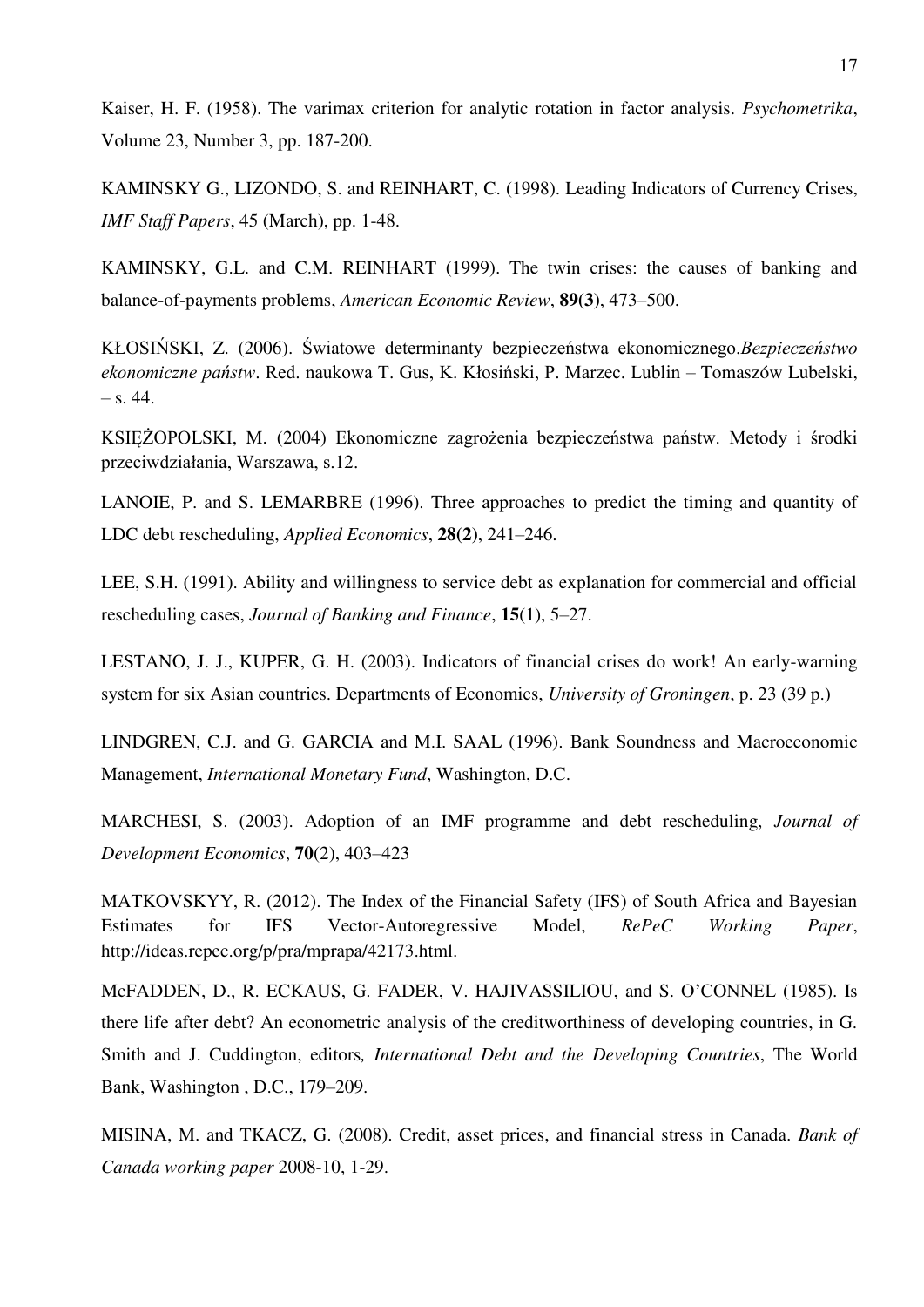Kaiser, H. F. (1958). The varimax criterion for analytic rotation in factor analysis. *Psychometrika*, Volume 23, Number 3, pp. 187-200.

KAMINSKY G., LIZONDO, S. and REINHART, C. (1998). Leading Indicators of Currency Crises, *IMF Staff Papers*, 45 (March), pp. 1-48.

KAMINSKY, G.L. and C.M. REINHART (1999). The twin crises: the causes of banking and balance-of-payments problems, *American Economic Review*, **89(3)**, 473–500.

KŁOSIŃSKI, Z. (2006). Światowe determinanty bezpieczeństwa ekonomicznego.*Bezpieczeństwo ekonomiczne państw*. Red. naukowa T. Gus, K. Kłosiński, P. Marzec. Lublin – Tomaszów Lubelski, – s. 44.

KSIĘŻOPOLSKI, M. (2004) Ekonomiczne zagrożenia bezpieczeństwa państw. Metody i środki przeciwdziałania, Warszawa, s.12.

LANOIE, P. and S. LEMARBRE (1996). Three approaches to predict the timing and quantity of LDC debt rescheduling, *Applied Economics*, **28(2)**, 241–246.

LEE, S.H. (1991). Ability and willingness to service debt as explanation for commercial and official rescheduling cases, *Journal of Banking and Finance*, **15**(1), 5–27.

LESTANO, J. J., KUPER, G. H. (2003). Indicators of financial crises do work! An early-warning system for six Asian countries. Departments of Economics, *University of Groningen*, p. 23 (39 p.)

LINDGREN, C.J. and G. GARCIA and M.I. SAAL (1996). Bank Soundness and Macroeconomic Management, *International Monetary Fund*, Washington, D.C.

MARCHESI, S. (2003). Adoption of an IMF programme and debt rescheduling, *Journal of Development Economics*, **70**(2), 403–423

MATKOVSKYY, R. (2012). The Index of the Financial Safety (IFS) of South Africa and Bayesian Estimates for IFS Vector-Autoregressive Model, *RePeC Working Paper*, http://ideas.repec.org/p/pra/mprapa/42173.html.

McFADDEN, D., R. ECKAUS, G. FADER, V. HAJIVASSILIOU, and S. O'CONNEL (1985). Is there life after debt? An econometric analysis of the creditworthiness of developing countries, in G. Smith and J. Cuddington, editors*, International Debt and the Developing Countries*, The World Bank, Washington , D.C., 179–209.

MISINA, M. and TKACZ, G. (2008). Credit, asset prices, and financial stress in Canada. *Bank of Canada working paper* 2008-10, 1-29.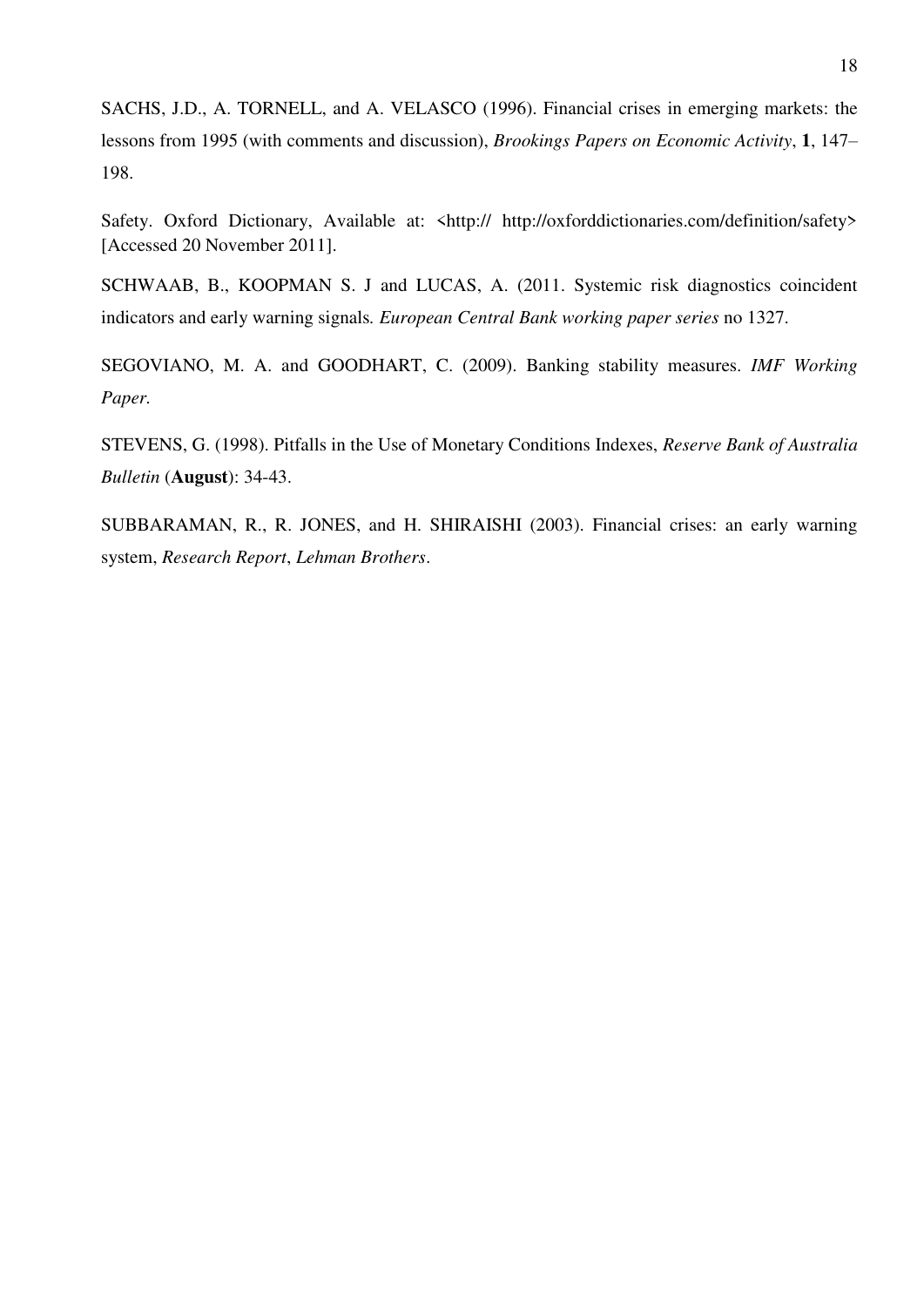SACHS, J.D., A. TORNELL, and A. VELASCO (1996). Financial crises in emerging markets: the lessons from 1995 (with comments and discussion), *Brookings Papers on Economic Activity*, **1**, 147–198.

Safety. Oxford Dictionary, Available at: <http:// http://oxforddictionaries.com/definition/safety> [Accessed 20 November 2011].

SCHWAAB, B., KOOPMAN S. J and LUCAS, A. (2011. Systemic risk diagnostics coincident indicators and early warning signals*. European Central Bank working paper series* no 1327.

SEGOVIANO, M. A. and GOODHART, C. (2009). Banking stability measures. *IMF Working Paper.*

STEVENS, G. (1998). Pitfalls in the Use of Monetary Conditions Indexes, *Reserve Bank of Australia Bulletin* (**August**): 34-43.

SUBBARAMAN, R., R. JONES, and H. SHIRAISHI (2003). Financial crises: an early warning system, *Research Report*, *Lehman Brothers*.